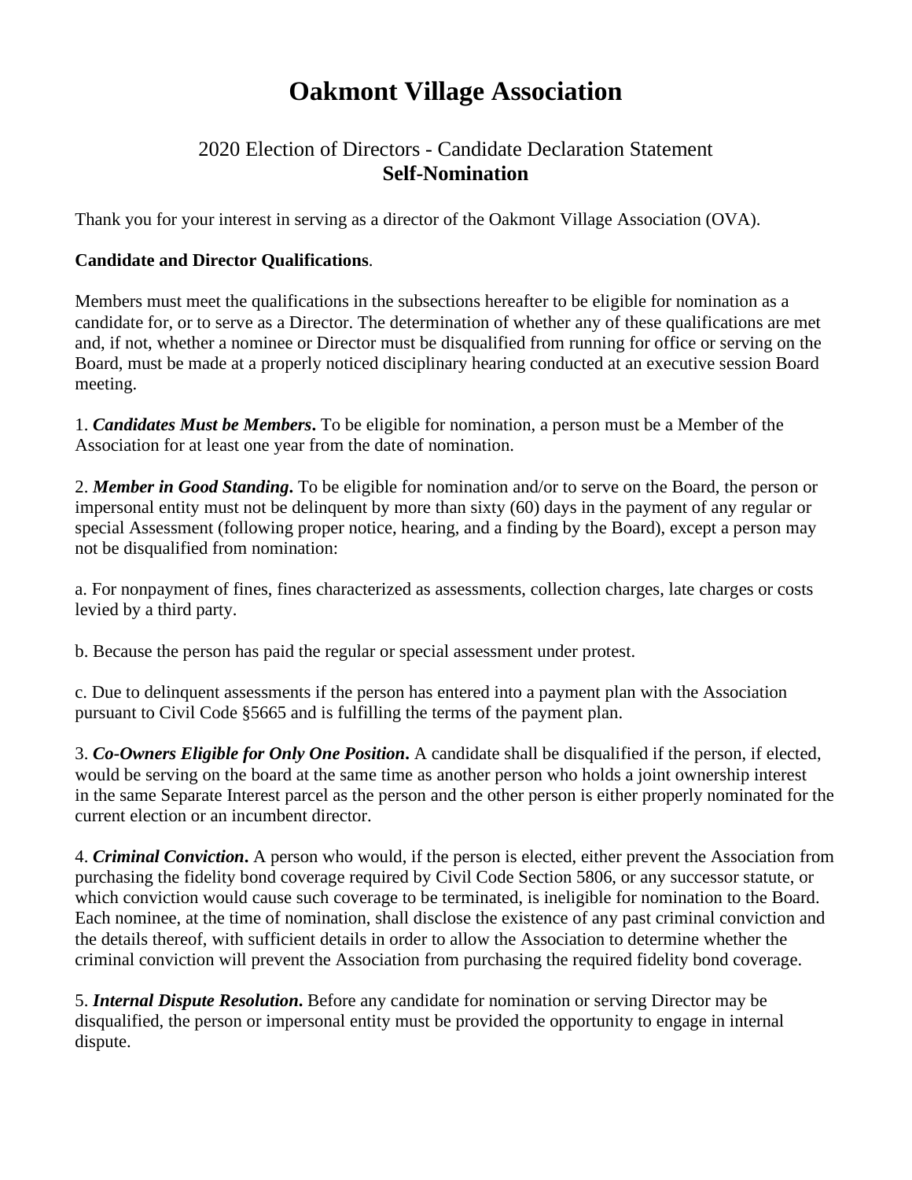# Oakmont Village Association

## 2020 Election of Directors - Candidate Declaration Statement
## **Self-Nomination**

Thank you for your interest in serving as a director of the Oakmont Village Association (OVA).

**Candidate and Director Qualifications**.

Members must meet the qualifications in the subsections hereafter to be eligible for nomination as a candidate for, or to serve as a Director. The determination of whether any of these qualifications are met and, if not, whether a nominee or Director must be disqualified from running for office or serving on the Board, must be made at a properly noticed disciplinary hearing conducted at an executive session Board meeting.

1. ***Candidates Must be Members*.** To be eligible for nomination, a person must be a Member of the Association for at least one year from the date of nomination.

2. ***Member in Good Standing*.** To be eligible for nomination and/or to serve on the Board, the person or impersonal entity must not be delinquent by more than sixty (60) days in the payment of any regular or special Assessment (following proper notice, hearing, and a finding by the Board), except a person may not be disqualified from nomination:

a. For nonpayment of fines, fines characterized as assessments, collection charges, late charges or costs levied by a third party.

b. Because the person has paid the regular or special assessment under protest.

c. Due to delinquent assessments if the person has entered into a payment plan with the Association pursuant to Civil Code §5665 and is fulfilling the terms of the payment plan.

3. ***Co-Owners Eligible for Only One Position*.** A candidate shall be disqualified if the person, if elected, would be serving on the board at the same time as another person who holds a joint ownership interest in the same Separate Interest parcel as the person and the other person is either properly nominated for the current election or an incumbent director.

4. ***Criminal Conviction*.** A person who would, if the person is elected, either prevent the Association from purchasing the fidelity bond coverage required by Civil Code Section 5806, or any successor statute, or which conviction would cause such coverage to be terminated, is ineligible for nomination to the Board. Each nominee, at the time of nomination, shall disclose the existence of any past criminal conviction and the details thereof, with sufficient details in order to allow the Association to determine whether the criminal conviction will prevent the Association from purchasing the required fidelity bond coverage.

5. ***Internal Dispute Resolution*.** Before any candidate for nomination or serving Director may be disqualified, the person or impersonal entity must be provided the opportunity to engage in internal dispute.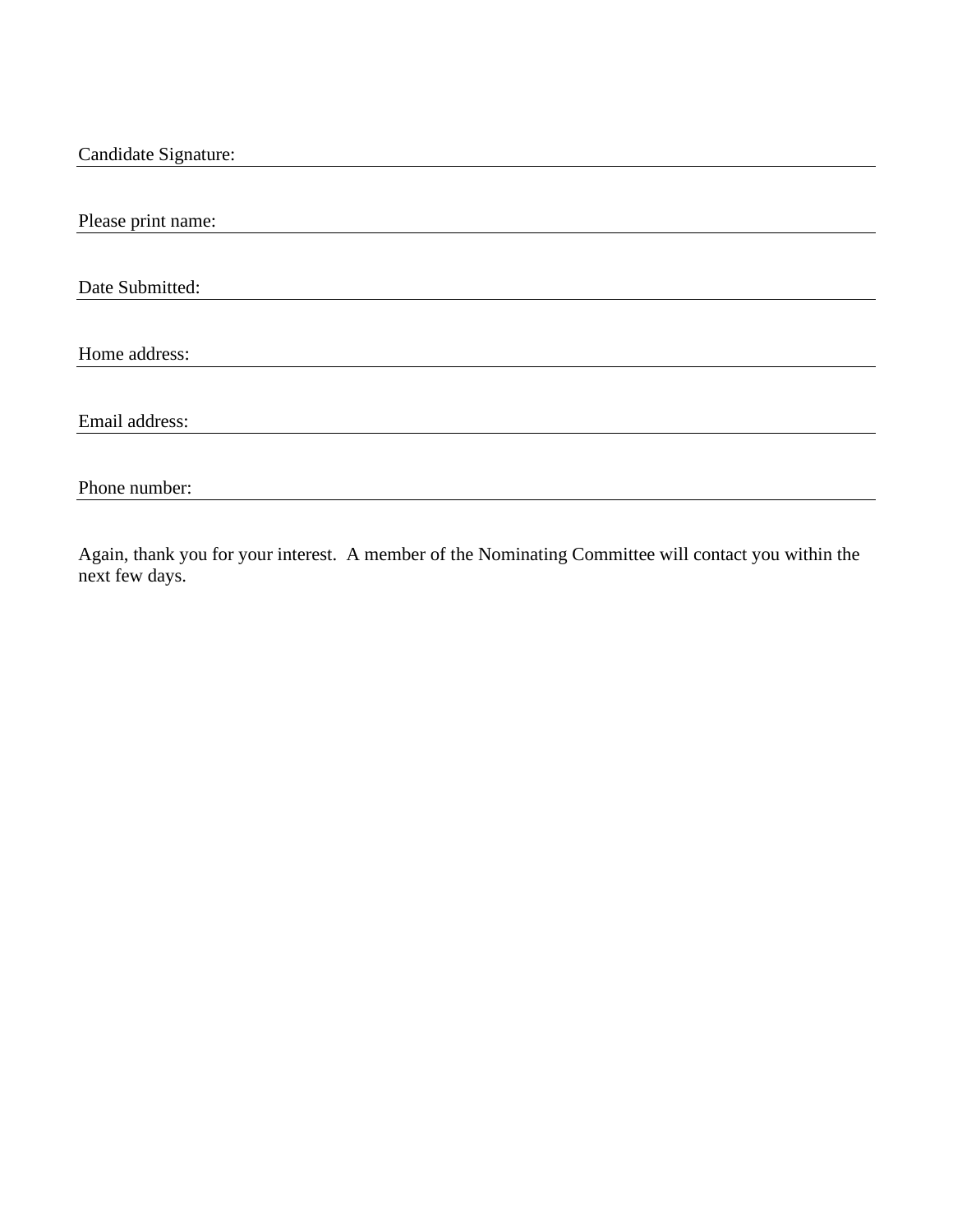Candidate Signature: ______________________________________________

Please print name: ______________________________________________

Date Submitted: ______________________________________________

Home address: ______________________________________________

Email address: ______________________________________________

Phone number: ______________________________________________

Again, thank you for your interest.  A member of the Nominating Committee will contact you within the next few days.